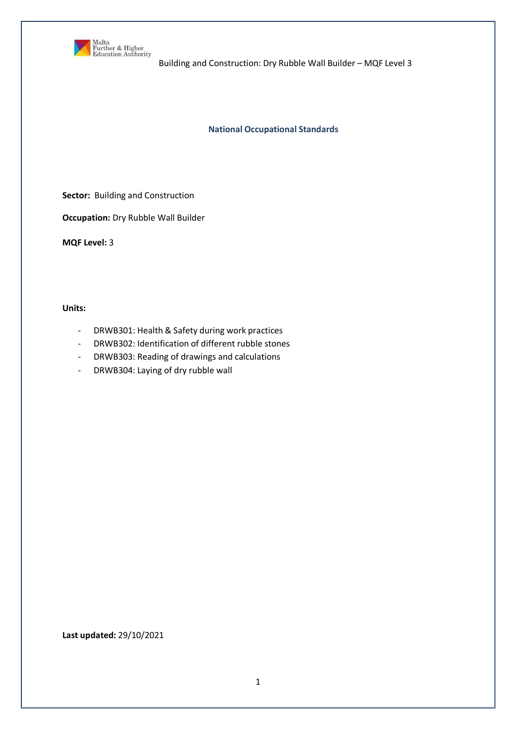# National Occupational Standards

**Sector:** Building and Construction

**Occupation:** Dry Rubble Wall Builder

**MQF Level:** 3

**Units:**

- DRWB301: Health & Safety during work practices
- DRWB302: Identification of different rubble stones
- DRWB303: Reading of drawings and calculations
- DRWB304: Laying of dry rubble wall

**Last updated:** 29/10/2021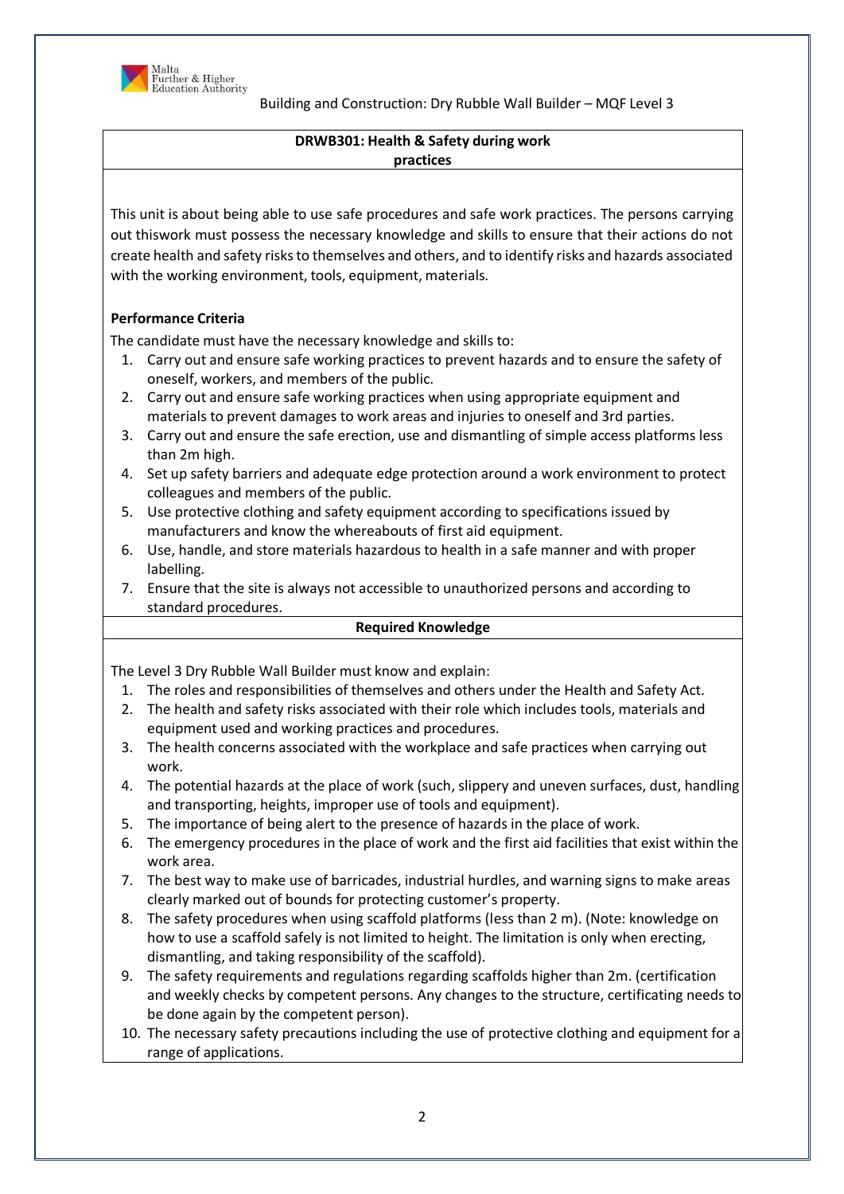## DRWB301: Health & Safety during work practices

This unit is about being able to use safe procedures and safe work practices. The persons carrying out thiswork must possess the necessary knowledge and skills to ensure that their actions do not create health and safety risks to themselves and others, and to identify risks and hazards associated with the working environment, tools, equipment, materials.

### Performance Criteria

The candidate must have the necessary knowledge and skills to:

1. Carry out and ensure safe working practices to prevent hazards and to ensure the safety of oneself, workers, and members of the public.
2. Carry out and ensure safe working practices when using appropriate equipment and materials to prevent damages to work areas and injuries to oneself and 3rd parties.
3. Carry out and ensure the safe erection, use and dismantling of simple access platforms less than 2m high.
4. Set up safety barriers and adequate edge protection around a work environment to protect colleagues and members of the public.
5. Use protective clothing and safety equipment according to specifications issued by manufacturers and know the whereabouts of first aid equipment.
6. Use, handle, and store materials hazardous to health in a safe manner and with proper labelling.
7. Ensure that the site is always not accessible to unauthorized persons and according to standard procedures.

### Required Knowledge

The Level 3 Dry Rubble Wall Builder must know and explain:

1. The roles and responsibilities of themselves and others under the Health and Safety Act.
2. The health and safety risks associated with their role which includes tools, materials and equipment used and working practices and procedures.
3. The health concerns associated with the workplace and safe practices when carrying out work.
4. The potential hazards at the place of work (such, slippery and uneven surfaces, dust, handling and transporting, heights, improper use of tools and equipment).
5. The importance of being alert to the presence of hazards in the place of work.
6. The emergency procedures in the place of work and the first aid facilities that exist within the work area.
7. The best way to make use of barricades, industrial hurdles, and warning signs to make areas clearly marked out of bounds for protecting customer's property.
8. The safety procedures when using scaffold platforms (less than 2 m). (Note: knowledge on how to use a scaffold safely is not limited to height. The limitation is only when erecting, dismantling, and taking responsibility of the scaffold).
9. The safety requirements and regulations regarding scaffolds higher than 2m. (certification and weekly checks by competent persons. Any changes to the structure, certificating needs to be done again by the competent person).
10. The necessary safety precautions including the use of protective clothing and equipment for a range of applications.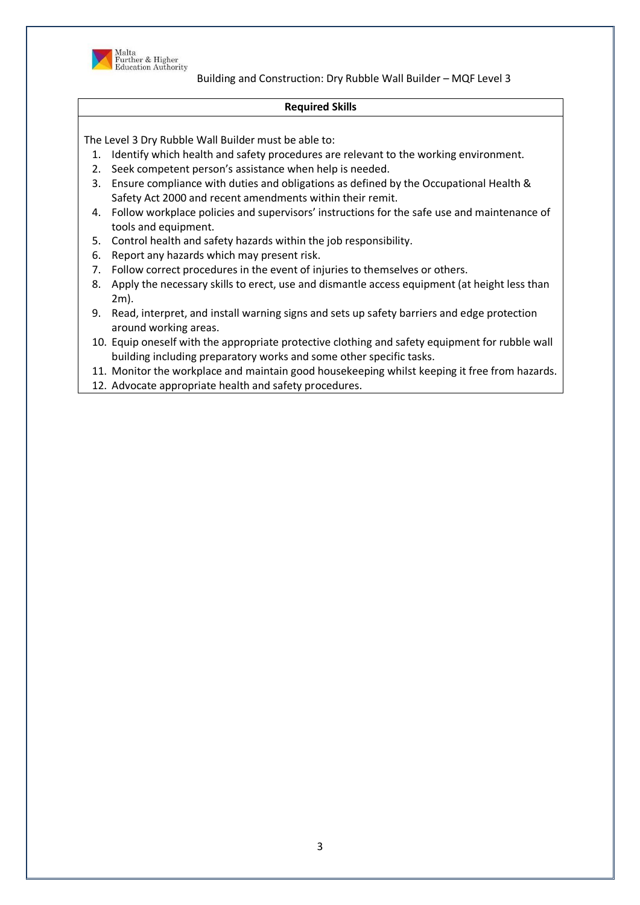## Required Skills

The Level 3 Dry Rubble Wall Builder must be able to:

1. Identify which health and safety procedures are relevant to the working environment.
2. Seek competent person's assistance when help is needed.
3. Ensure compliance with duties and obligations as defined by the Occupational Health & Safety Act 2000 and recent amendments within their remit.
4. Follow workplace policies and supervisors' instructions for the safe use and maintenance of tools and equipment.
5. Control health and safety hazards within the job responsibility.
6. Report any hazards which may present risk.
7. Follow correct procedures in the event of injuries to themselves or others.
8. Apply the necessary skills to erect, use and dismantle access equipment (at height less than 2m).
9. Read, interpret, and install warning signs and sets up safety barriers and edge protection around working areas.
10. Equip oneself with the appropriate protective clothing and safety equipment for rubble wall building including preparatory works and some other specific tasks.
11. Monitor the workplace and maintain good housekeeping whilst keeping it free from hazards.
12. Advocate appropriate health and safety procedures.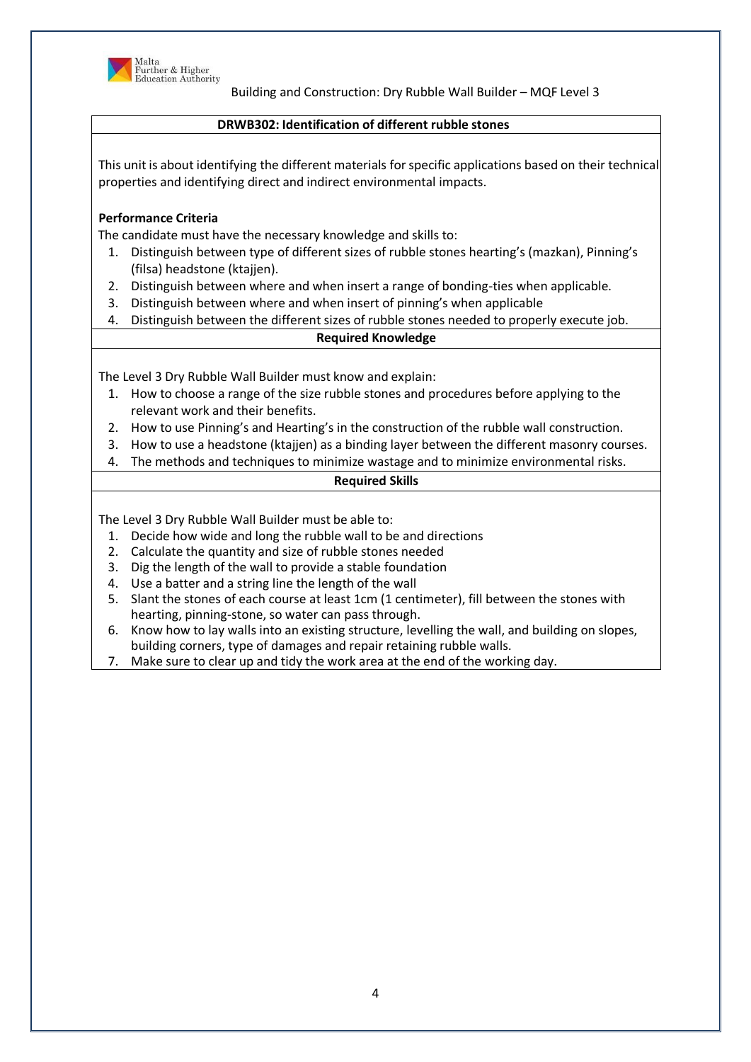## DRWB302: Identification of different rubble stones

This unit is about identifying the different materials for specific applications based on their technical properties and identifying direct and indirect environmental impacts.

**Performance Criteria**

The candidate must have the necessary knowledge and skills to:

1. Distinguish between type of different sizes of rubble stones hearting's (mazkan), Pinning's (filsa) headstone (ktajjen).
2. Distinguish between where and when insert a range of bonding-ties when applicable.
3. Distinguish between where and when insert of pinning's when applicable
4. Distinguish between the different sizes of rubble stones needed to properly execute job.

**Required Knowledge**

The Level 3 Dry Rubble Wall Builder must know and explain:

1. How to choose a range of the size rubble stones and procedures before applying to the relevant work and their benefits.
2. How to use Pinning's and Hearting's in the construction of the rubble wall construction.
3. How to use a headstone (ktajjen) as a binding layer between the different masonry courses.
4. The methods and techniques to minimize wastage and to minimize environmental risks.

**Required Skills**

The Level 3 Dry Rubble Wall Builder must be able to:

1. Decide how wide and long the rubble wall to be and directions
2. Calculate the quantity and size of rubble stones needed
3. Dig the length of the wall to provide a stable foundation
4. Use a batter and a string line the length of the wall
5. Slant the stones of each course at least 1cm (1 centimeter), fill between the stones with hearting, pinning-stone, so water can pass through.
6. Know how to lay walls into an existing structure, levelling the wall, and building on slopes, building corners, type of damages and repair retaining rubble walls.
7. Make sure to clear up and tidy the work area at the end of the working day.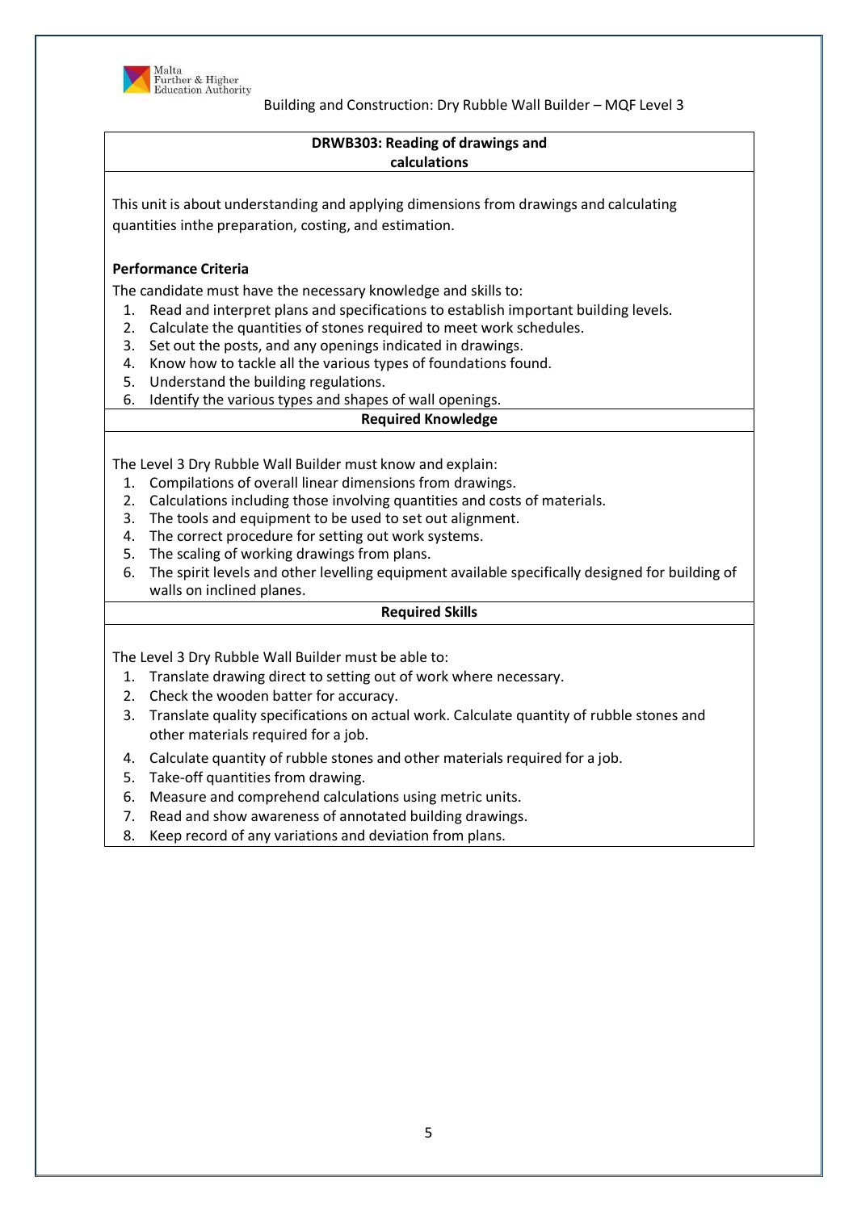## DRWB303: Reading of drawings and calculations

This unit is about understanding and applying dimensions from drawings and calculating quantities inthe preparation, costing, and estimation.

**Performance Criteria**

The candidate must have the necessary knowledge and skills to:

1. Read and interpret plans and specifications to establish important building levels.
2. Calculate the quantities of stones required to meet work schedules.
3. Set out the posts, and any openings indicated in drawings.
4. Know how to tackle all the various types of foundations found.
5. Understand the building regulations.
6. Identify the various types and shapes of wall openings.

**Required Knowledge**

The Level 3 Dry Rubble Wall Builder must know and explain:

1. Compilations of overall linear dimensions from drawings.
2. Calculations including those involving quantities and costs of materials.
3. The tools and equipment to be used to set out alignment.
4. The correct procedure for setting out work systems.
5. The scaling of working drawings from plans.
6. The spirit levels and other levelling equipment available specifically designed for building of walls on inclined planes.

**Required Skills**

The Level 3 Dry Rubble Wall Builder must be able to:

1. Translate drawing direct to setting out of work where necessary.
2. Check the wooden batter for accuracy.
3. Translate quality specifications on actual work. Calculate quantity of rubble stones and other materials required for a job.
4. Calculate quantity of rubble stones and other materials required for a job.
5. Take-off quantities from drawing.
6. Measure and comprehend calculations using metric units.
7. Read and show awareness of annotated building drawings.
8. Keep record of any variations and deviation from plans.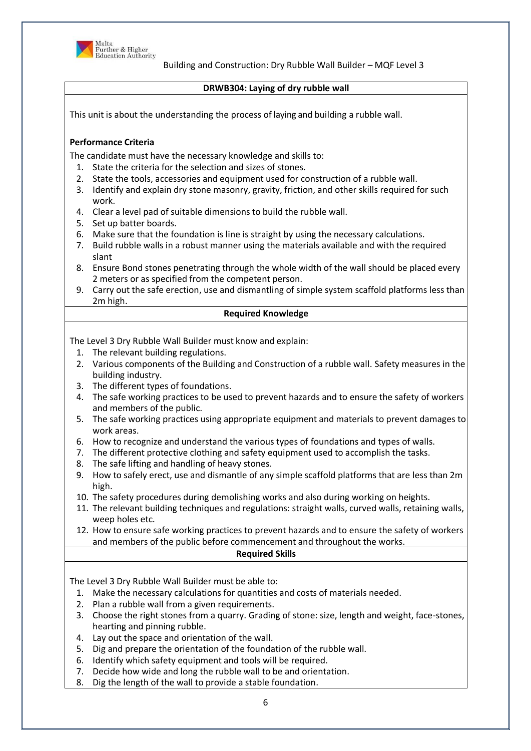## DRWB304: Laying of dry rubble wall

This unit is about the understanding the process of laying and building a rubble wall.

**Performance Criteria**

The candidate must have the necessary knowledge and skills to:

1. State the criteria for the selection and sizes of stones.
2. State the tools, accessories and equipment used for construction of a rubble wall.
3. Identify and explain dry stone masonry, gravity, friction, and other skills required for such work.
4. Clear a level pad of suitable dimensions to build the rubble wall.
5. Set up batter boards.
6. Make sure that the foundation is line is straight by using the necessary calculations.
7. Build rubble walls in a robust manner using the materials available and with the required slant
8. Ensure Bond stones penetrating through the whole width of the wall should be placed every 2 meters or as specified from the competent person.
9. Carry out the safe erection, use and dismantling of simple system scaffold platforms less than 2m high.

### Required Knowledge

The Level 3 Dry Rubble Wall Builder must know and explain:

1. The relevant building regulations.
2. Various components of the Building and Construction of a rubble wall. Safety measures in the building industry.
3. The different types of foundations.
4. The safe working practices to be used to prevent hazards and to ensure the safety of workers and members of the public.
5. The safe working practices using appropriate equipment and materials to prevent damages to work areas.
6. How to recognize and understand the various types of foundations and types of walls.
7. The different protective clothing and safety equipment used to accomplish the tasks.
8. The safe lifting and handling of heavy stones.
9. How to safely erect, use and dismantle of any simple scaffold platforms that are less than 2m high.
10. The safety procedures during demolishing works and also during working on heights.
11. The relevant building techniques and regulations: straight walls, curved walls, retaining walls, weep holes etc.
12. How to ensure safe working practices to prevent hazards and to ensure the safety of workers and members of the public before commencement and throughout the works.

### Required Skills

The Level 3 Dry Rubble Wall Builder must be able to:

1. Make the necessary calculations for quantities and costs of materials needed.
2. Plan a rubble wall from a given requirements.
3. Choose the right stones from a quarry. Grading of stone: size, length and weight, face-stones, hearting and pinning rubble.
4. Lay out the space and orientation of the wall.
5. Dig and prepare the orientation of the foundation of the rubble wall.
6. Identify which safety equipment and tools will be required.
7. Decide how wide and long the rubble wall to be and orientation.
8. Dig the length of the wall to provide a stable foundation.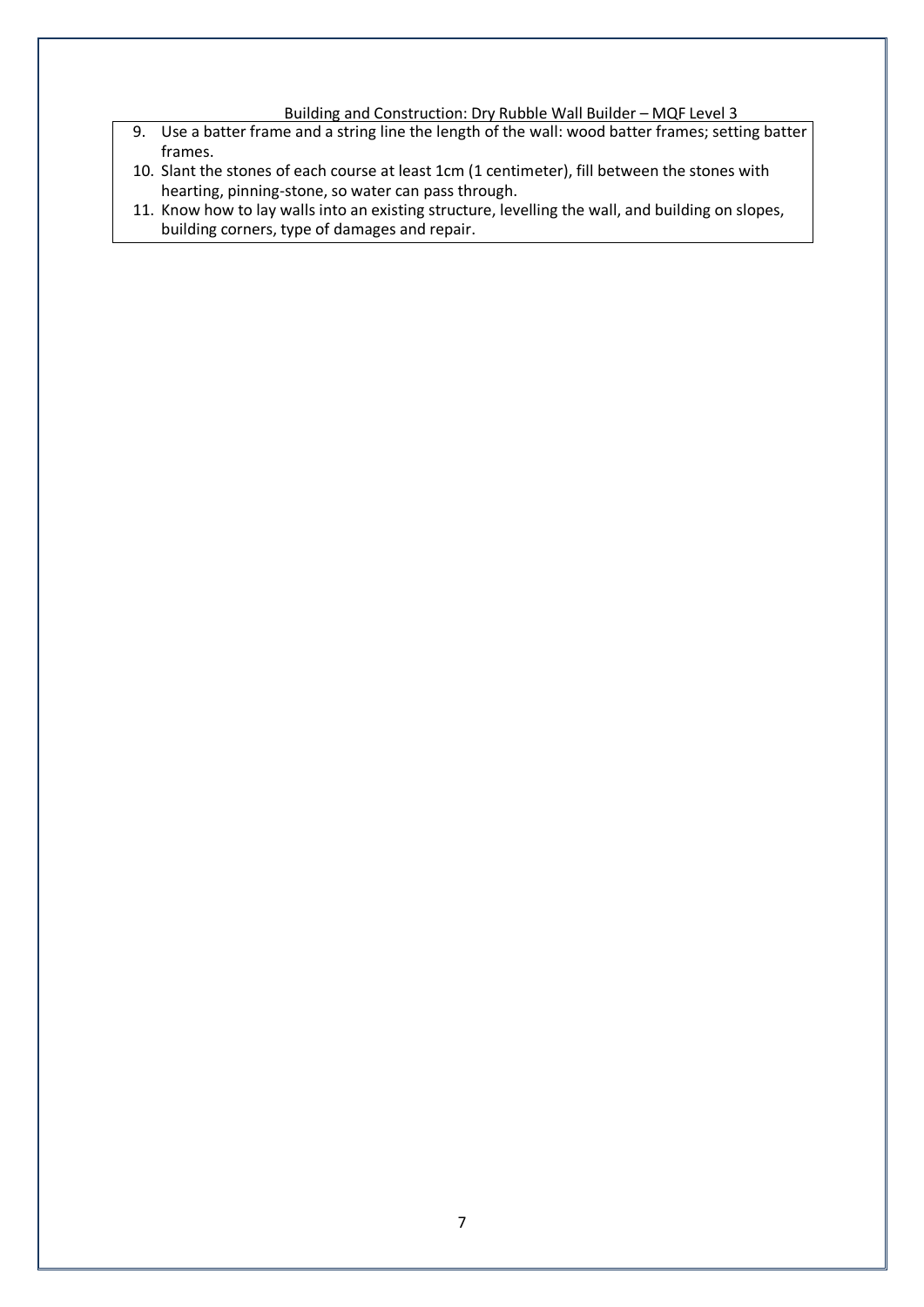9. Use a batter frame and a string line the length of the wall: wood batter frames; setting batter frames.
10. Slant the stones of each course at least 1cm (1 centimeter), fill between the stones with hearting, pinning-stone, so water can pass through.
11. Know how to lay walls into an existing structure, levelling the wall, and building on slopes, building corners, type of damages and repair.